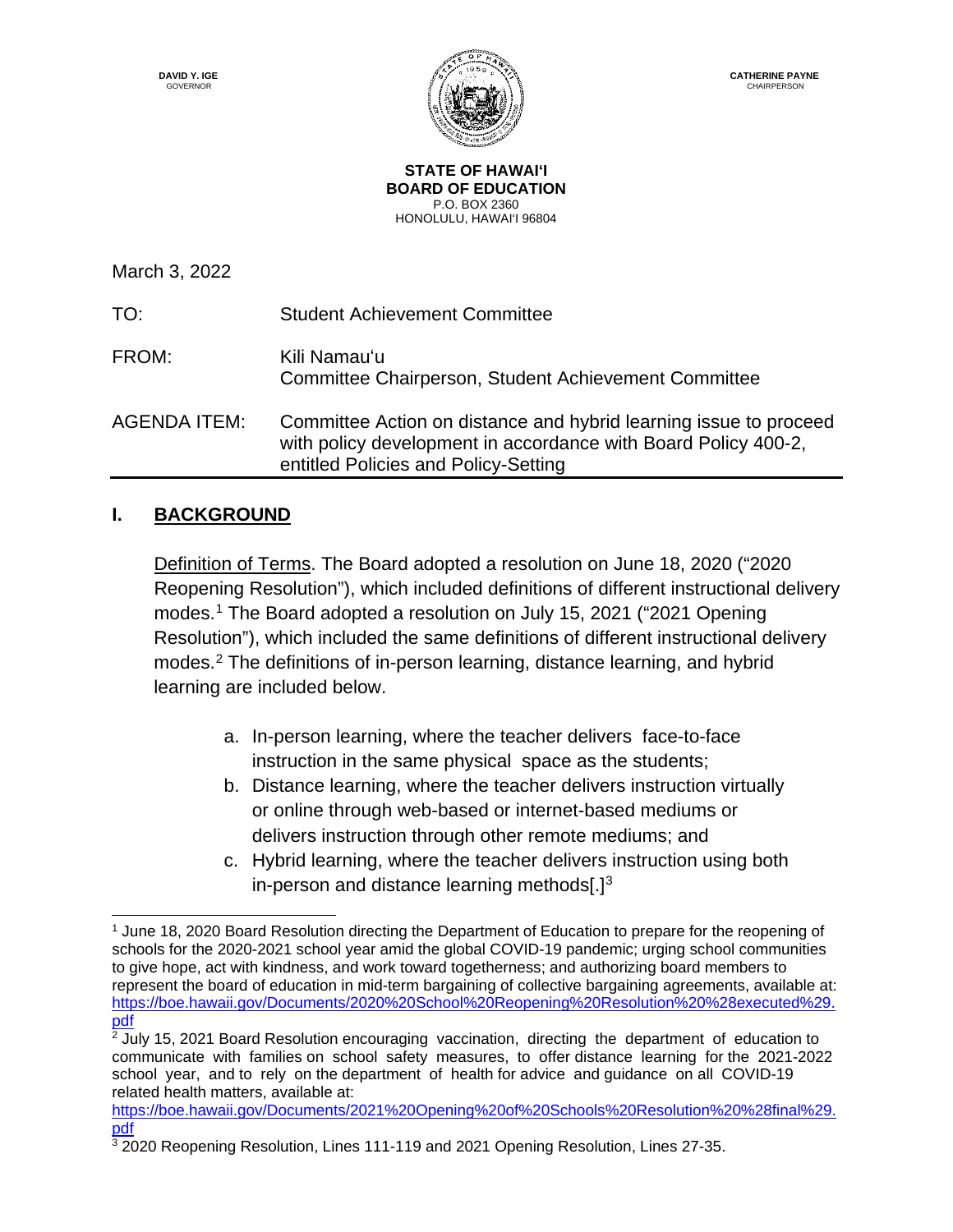DAVID Y. IGE
GOVERNOR

CATHERINE PAYNE
CHAIRPERSON

**STATE OF HAWAIʻI**
**BOARD OF EDUCATION**
P.O. BOX 2360
HONOLULU, HAWAIʻI 96804

March 3, 2022

| | |
|---|---|
| TO: | Student Achievement Committee |
| FROM: | Kili Namauʻu<br>Committee Chairperson, Student Achievement Committee |
| AGENDA ITEM: | Committee Action on distance and hybrid learning issue to proceed with policy development in accordance with Board Policy 400-2, entitled Policies and Policy-Setting |

## I. BACKGROUND

Definition of Terms. The Board adopted a resolution on June 18, 2020 ("2020 Reopening Resolution"), which included definitions of different instructional delivery modes.[1] The Board adopted a resolution on July 15, 2021 ("2021 Opening Resolution"), which included the same definitions of different instructional delivery modes.[2] The definitions of in-person learning, distance learning, and hybrid learning are included below.

a. In-person learning, where the teacher delivers face-to-face instruction in the same physical space as the students;
b. Distance learning, where the teacher delivers instruction virtually or online through web-based or internet-based mediums or delivers instruction through other remote mediums; and
c. Hybrid learning, where the teacher delivers instruction using both in-person and distance learning methods[.][3]

---

[1] June 18, 2020 Board Resolution directing the Department of Education to prepare for the reopening of schools for the 2020-2021 school year amid the global COVID-19 pandemic; urging school communities to give hope, act with kindness, and work toward togetherness; and authorizing board members to represent the board of education in mid-term bargaining of collective bargaining agreements, available at: https://boe.hawaii.gov/Documents/2020%20School%20Reopening%20Resolution%20%28executed%29.pdf

[2] July 15, 2021 Board Resolution encouraging vaccination, directing the department of education to communicate with families on school safety measures, to offer distance learning for the 2021-2022 school year, and to rely on the department of health for advice and guidance on all COVID-19 related health matters, available at: https://boe.hawaii.gov/Documents/2021%20Opening%20of%20Schools%20Resolution%20%28final%29.pdf

[3] 2020 Reopening Resolution, Lines 111-119 and 2021 Opening Resolution, Lines 27-35.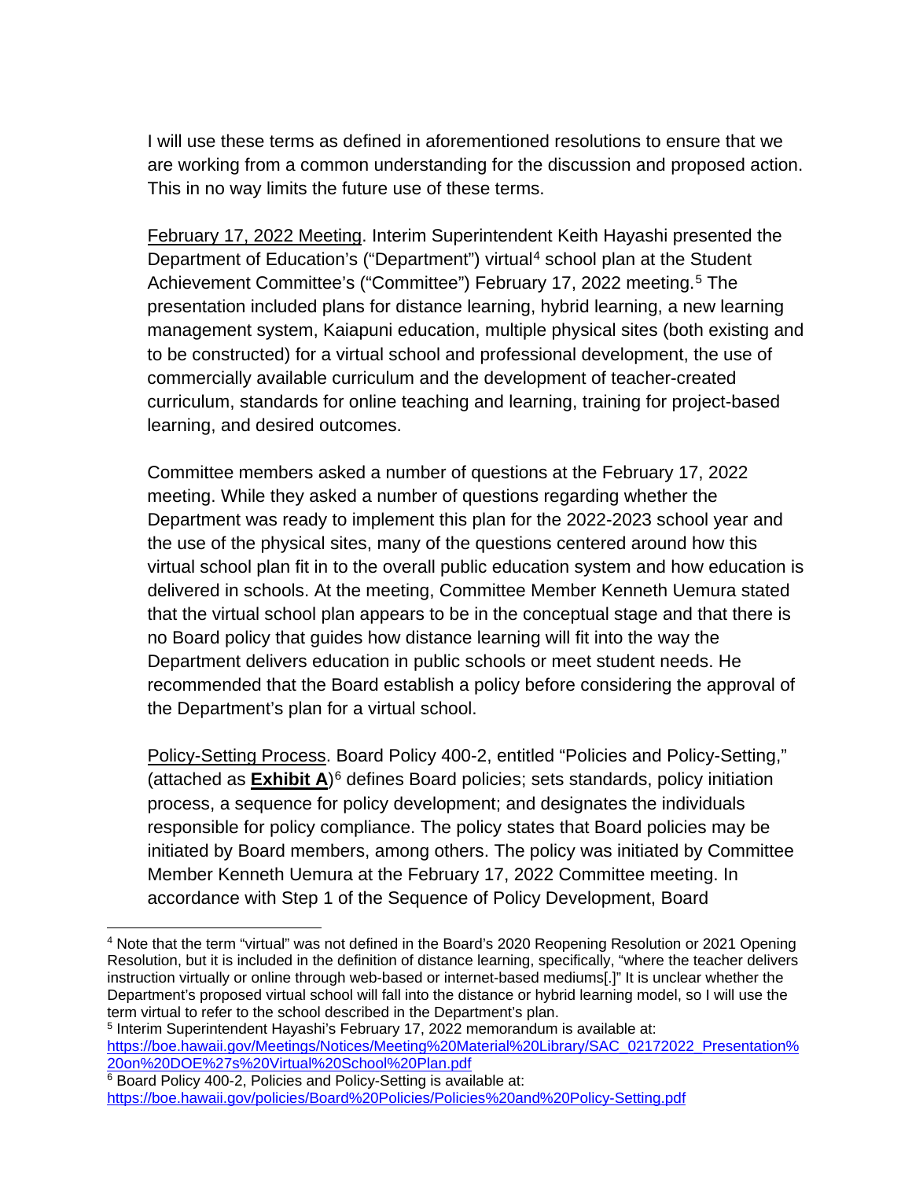I will use these terms as defined in aforementioned resolutions to ensure that we are working from a common understanding for the discussion and proposed action. This in no way limits the future use of these terms.

February 17, 2022 Meeting. Interim Superintendent Keith Hayashi presented the Department of Education's ("Department") virtual[4] school plan at the Student Achievement Committee's ("Committee") February 17, 2022 meeting.[5] The presentation included plans for distance learning, hybrid learning, a new learning management system, Kaiapuni education, multiple physical sites (both existing and to be constructed) for a virtual school and professional development, the use of commercially available curriculum and the development of teacher-created curriculum, standards for online teaching and learning, training for project-based learning, and desired outcomes.

Committee members asked a number of questions at the February 17, 2022 meeting. While they asked a number of questions regarding whether the Department was ready to implement this plan for the 2022-2023 school year and the use of the physical sites, many of the questions centered around how this virtual school plan fit in to the overall public education system and how education is delivered in schools. At the meeting, Committee Member Kenneth Uemura stated that the virtual school plan appears to be in the conceptual stage and that there is no Board policy that guides how distance learning will fit into the way the Department delivers education in public schools or meet student needs. He recommended that the Board establish a policy before considering the approval of the Department's plan for a virtual school.

Policy-Setting Process. Board Policy 400-2, entitled "Policies and Policy-Setting," (attached as **Exhibit A**)[6] defines Board policies; sets standards, policy initiation process, a sequence for policy development; and designates the individuals responsible for policy compliance. The policy states that Board policies may be initiated by Board members, among others. The policy was initiated by Committee Member Kenneth Uemura at the February 17, 2022 Committee meeting. In accordance with Step 1 of the Sequence of Policy Development, Board

---

[4] Note that the term "virtual" was not defined in the Board's 2020 Reopening Resolution or 2021 Opening Resolution, but it is included in the definition of distance learning, specifically, "where the teacher delivers instruction virtually or online through web-based or internet-based mediums[.]" It is unclear whether the Department's proposed virtual school will fall into the distance or hybrid learning model, so I will use the term virtual to refer to the school described in the Department's plan.

[5] Interim Superintendent Hayashi's February 17, 2022 memorandum is available at: https://boe.hawaii.gov/Meetings/Notices/Meeting%20Material%20Library/SAC_02172022_Presentation%20on%20DOE%27s%20Virtual%20School%20Plan.pdf

[6] Board Policy 400-2, Policies and Policy-Setting is available at: https://boe.hawaii.gov/policies/Board%20Policies/Policies%20and%20Policy-Setting.pdf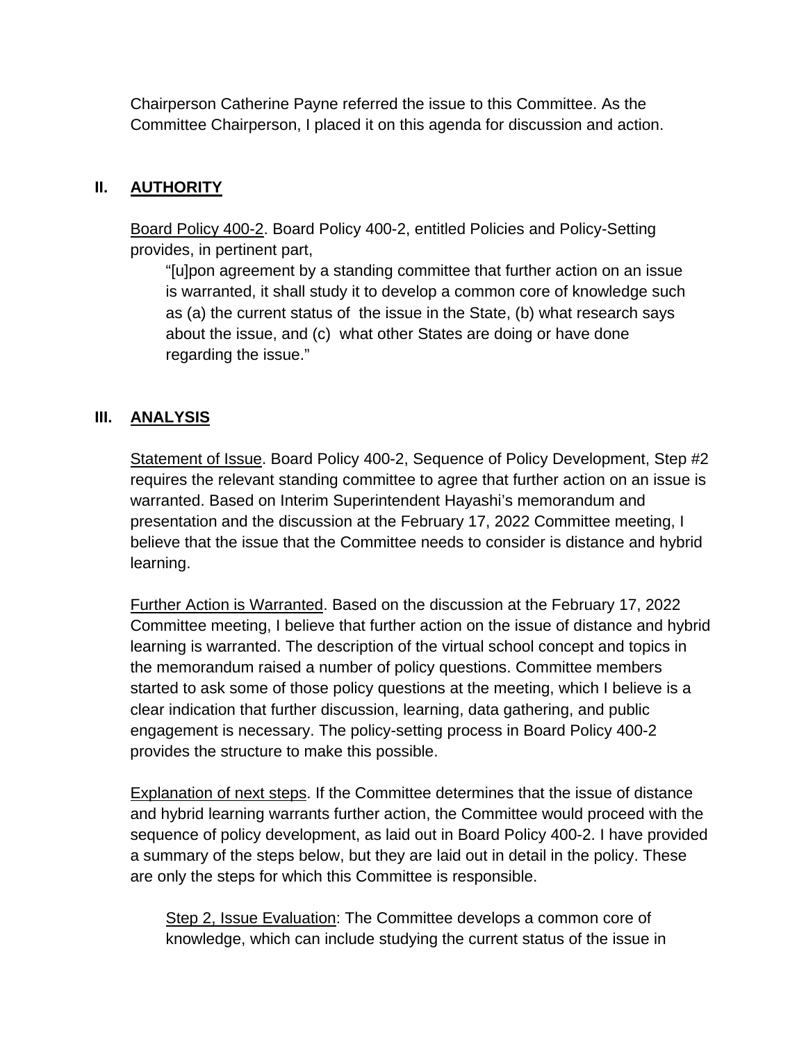Chairperson Catherine Payne referred the issue to this Committee. As the Committee Chairperson, I placed it on this agenda for discussion and action.

## II. AUTHORITY

Board Policy 400-2. Board Policy 400-2, entitled Policies and Policy-Setting provides, in pertinent part,

> "[u]pon agreement by a standing committee that further action on an issue is warranted, it shall study it to develop a common core of knowledge such as (a) the current status of the issue in the State, (b) what research says about the issue, and (c) what other States are doing or have done regarding the issue."

## III. ANALYSIS

Statement of Issue. Board Policy 400-2, Sequence of Policy Development, Step #2 requires the relevant standing committee to agree that further action on an issue is warranted. Based on Interim Superintendent Hayashi's memorandum and presentation and the discussion at the February 17, 2022 Committee meeting, I believe that the issue that the Committee needs to consider is distance and hybrid learning.

Further Action is Warranted. Based on the discussion at the February 17, 2022 Committee meeting, I believe that further action on the issue of distance and hybrid learning is warranted. The description of the virtual school concept and topics in the memorandum raised a number of policy questions. Committee members started to ask some of those policy questions at the meeting, which I believe is a clear indication that further discussion, learning, data gathering, and public engagement is necessary. The policy-setting process in Board Policy 400-2 provides the structure to make this possible.

Explanation of next steps. If the Committee determines that the issue of distance and hybrid learning warrants further action, the Committee would proceed with the sequence of policy development, as laid out in Board Policy 400-2. I have provided a summary of the steps below, but they are laid out in detail in the policy. These are only the steps for which this Committee is responsible.

Step 2, Issue Evaluation: The Committee develops a common core of knowledge, which can include studying the current status of the issue in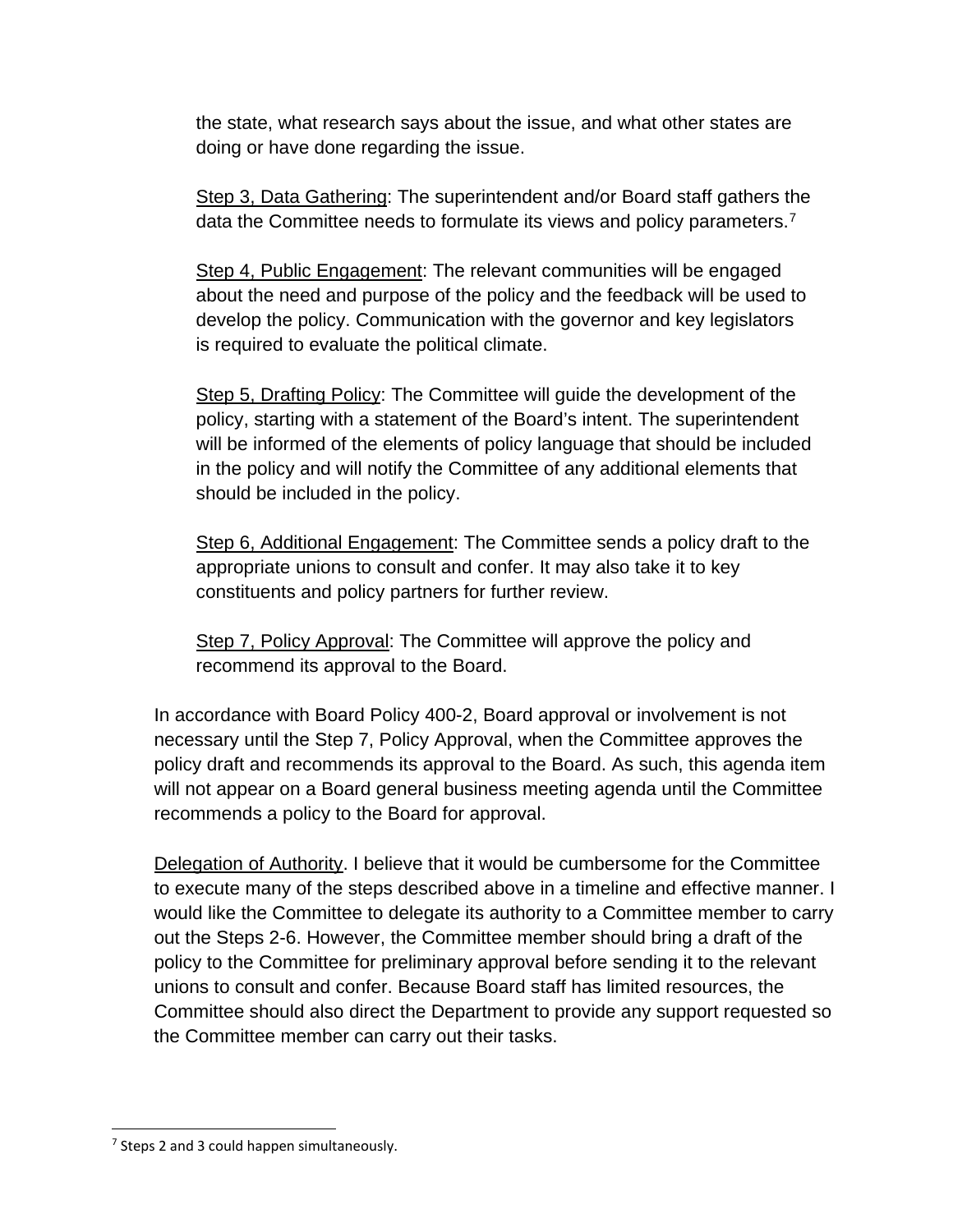the state, what research says about the issue, and what other states are doing or have done regarding the issue.

Step 3, Data Gathering: The superintendent and/or Board staff gathers the data the Committee needs to formulate its views and policy parameters.[7]

Step 4, Public Engagement: The relevant communities will be engaged about the need and purpose of the policy and the feedback will be used to develop the policy. Communication with the governor and key legislators is required to evaluate the political climate.

Step 5, Drafting Policy: The Committee will guide the development of the policy, starting with a statement of the Board's intent. The superintendent will be informed of the elements of policy language that should be included in the policy and will notify the Committee of any additional elements that should be included in the policy.

Step 6, Additional Engagement: The Committee sends a policy draft to the appropriate unions to consult and confer. It may also take it to key constituents and policy partners for further review.

Step 7, Policy Approval: The Committee will approve the policy and recommend its approval to the Board.

In accordance with Board Policy 400-2, Board approval or involvement is not necessary until the Step 7, Policy Approval, when the Committee approves the policy draft and recommends its approval to the Board. As such, this agenda item will not appear on a Board general business meeting agenda until the Committee recommends a policy to the Board for approval.

Delegation of Authority. I believe that it would be cumbersome for the Committee to execute many of the steps described above in a timeline and effective manner. I would like the Committee to delegate its authority to a Committee member to carry out the Steps 2-6. However, the Committee member should bring a draft of the policy to the Committee for preliminary approval before sending it to the relevant unions to consult and confer. Because Board staff has limited resources, the Committee should also direct the Department to provide any support requested so the Committee member can carry out their tasks.

[7] Steps 2 and 3 could happen simultaneously.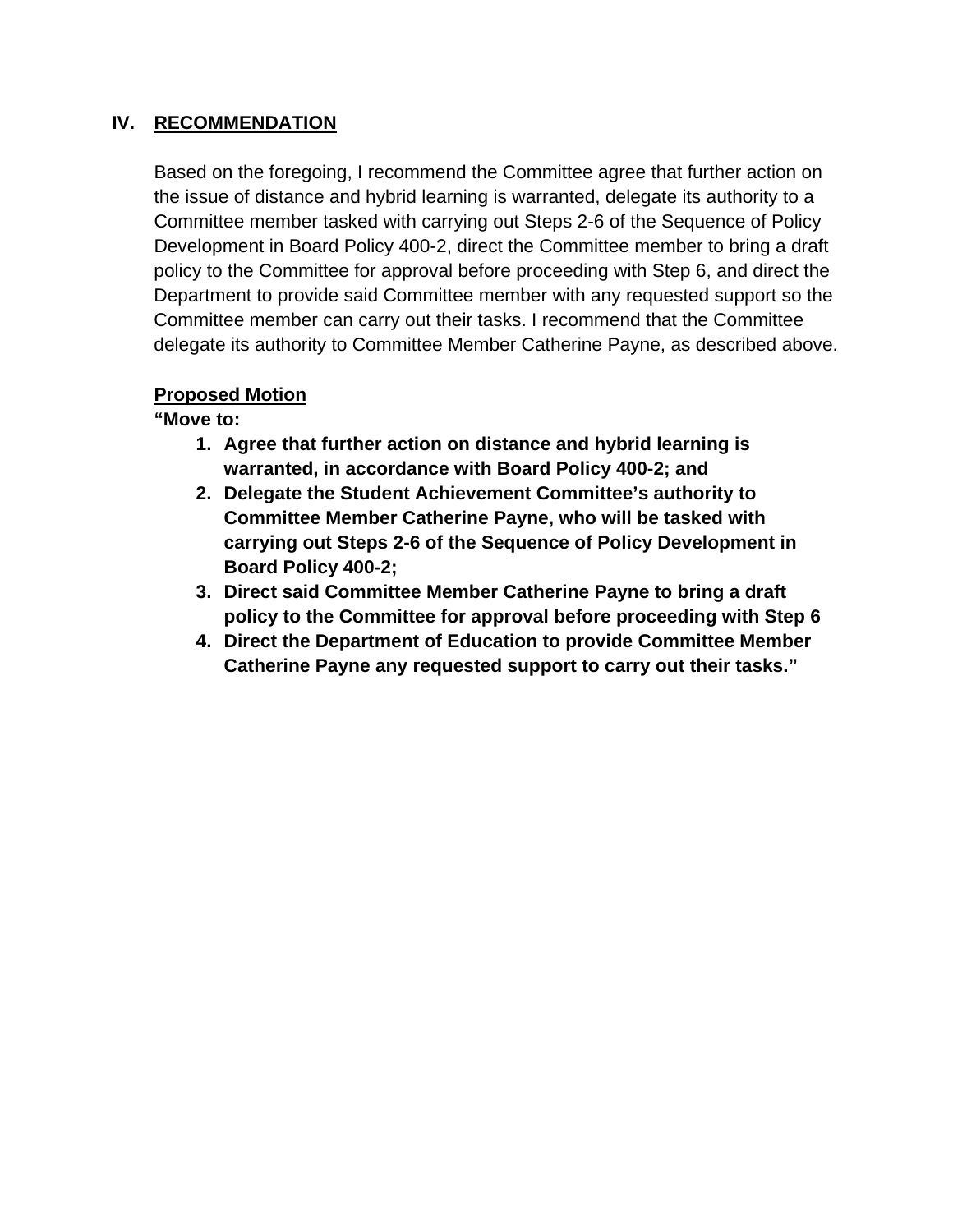## IV. RECOMMENDATION

Based on the foregoing, I recommend the Committee agree that further action on the issue of distance and hybrid learning is warranted, delegate its authority to a Committee member tasked with carrying out Steps 2-6 of the Sequence of Policy Development in Board Policy 400-2, direct the Committee member to bring a draft policy to the Committee for approval before proceeding with Step 6, and direct the Department to provide said Committee member with any requested support so the Committee member can carry out their tasks. I recommend that the Committee delegate its authority to Committee Member Catherine Payne, as described above.

**Proposed Motion**

**"Move to:**

1. **Agree that further action on distance and hybrid learning is warranted, in accordance with Board Policy 400-2; and**
2. **Delegate the Student Achievement Committee's authority to Committee Member Catherine Payne, who will be tasked with carrying out Steps 2-6 of the Sequence of Policy Development in Board Policy 400-2;**
3. **Direct said Committee Member Catherine Payne to bring a draft policy to the Committee for approval before proceeding with Step 6**
4. **Direct the Department of Education to provide Committee Member Catherine Payne any requested support to carry out their tasks."**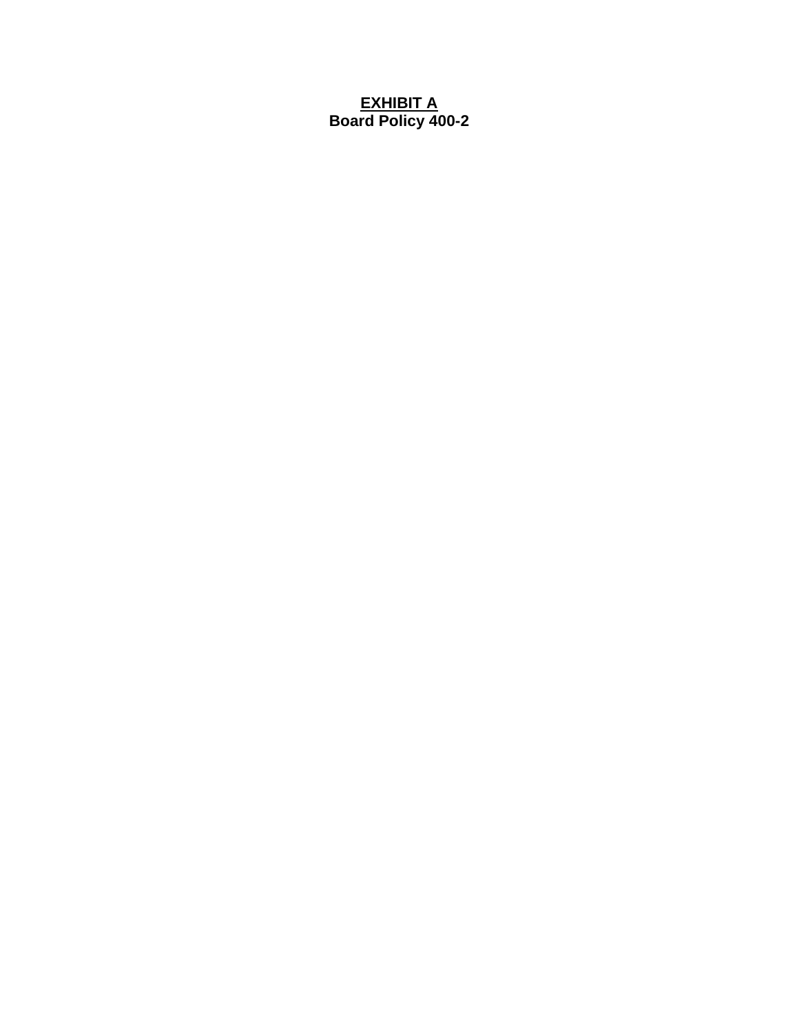**<u>EXHIBIT A</u>**
**Board Policy 400-2**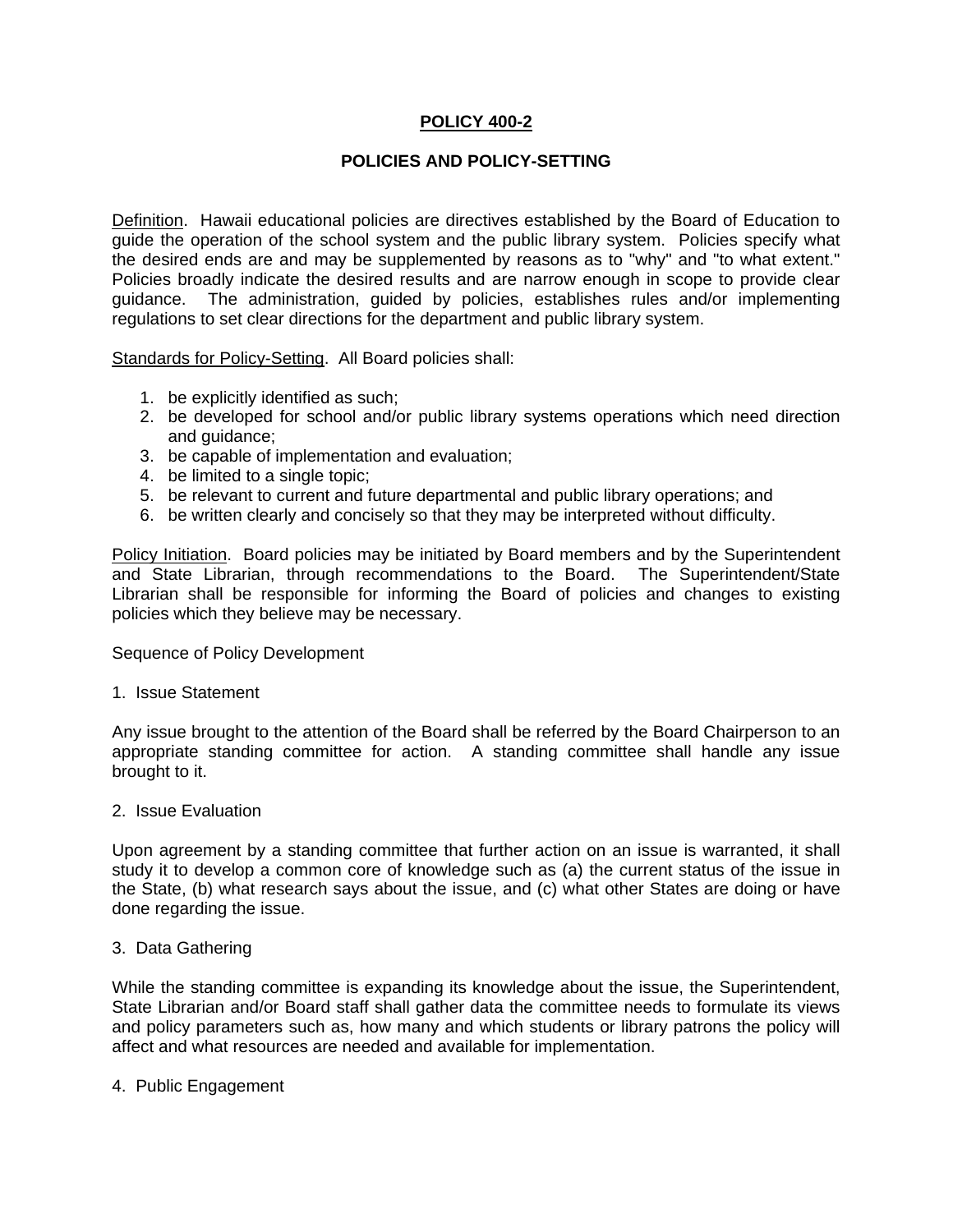## POLICY 400-2

## POLICIES AND POLICY-SETTING

Definition. Hawaii educational policies are directives established by the Board of Education to guide the operation of the school system and the public library system. Policies specify what the desired ends are and may be supplemented by reasons as to "why" and "to what extent." Policies broadly indicate the desired results and are narrow enough in scope to provide clear guidance. The administration, guided by policies, establishes rules and/or implementing regulations to set clear directions for the department and public library system.

Standards for Policy-Setting. All Board policies shall:

1. be explicitly identified as such;
2. be developed for school and/or public library systems operations which need direction and guidance;
3. be capable of implementation and evaluation;
4. be limited to a single topic;
5. be relevant to current and future departmental and public library operations; and
6. be written clearly and concisely so that they may be interpreted without difficulty.

Policy Initiation. Board policies may be initiated by Board members and by the Superintendent and State Librarian, through recommendations to the Board. The Superintendent/State Librarian shall be responsible for informing the Board of policies and changes to existing policies which they believe may be necessary.

Sequence of Policy Development

1. Issue Statement

Any issue brought to the attention of the Board shall be referred by the Board Chairperson to an appropriate standing committee for action. A standing committee shall handle any issue brought to it.

2. Issue Evaluation

Upon agreement by a standing committee that further action on an issue is warranted, it shall study it to develop a common core of knowledge such as (a) the current status of the issue in the State, (b) what research says about the issue, and (c) what other States are doing or have done regarding the issue.

3. Data Gathering

While the standing committee is expanding its knowledge about the issue, the Superintendent, State Librarian and/or Board staff shall gather data the committee needs to formulate its views and policy parameters such as, how many and which students or library patrons the policy will affect and what resources are needed and available for implementation.

4. Public Engagement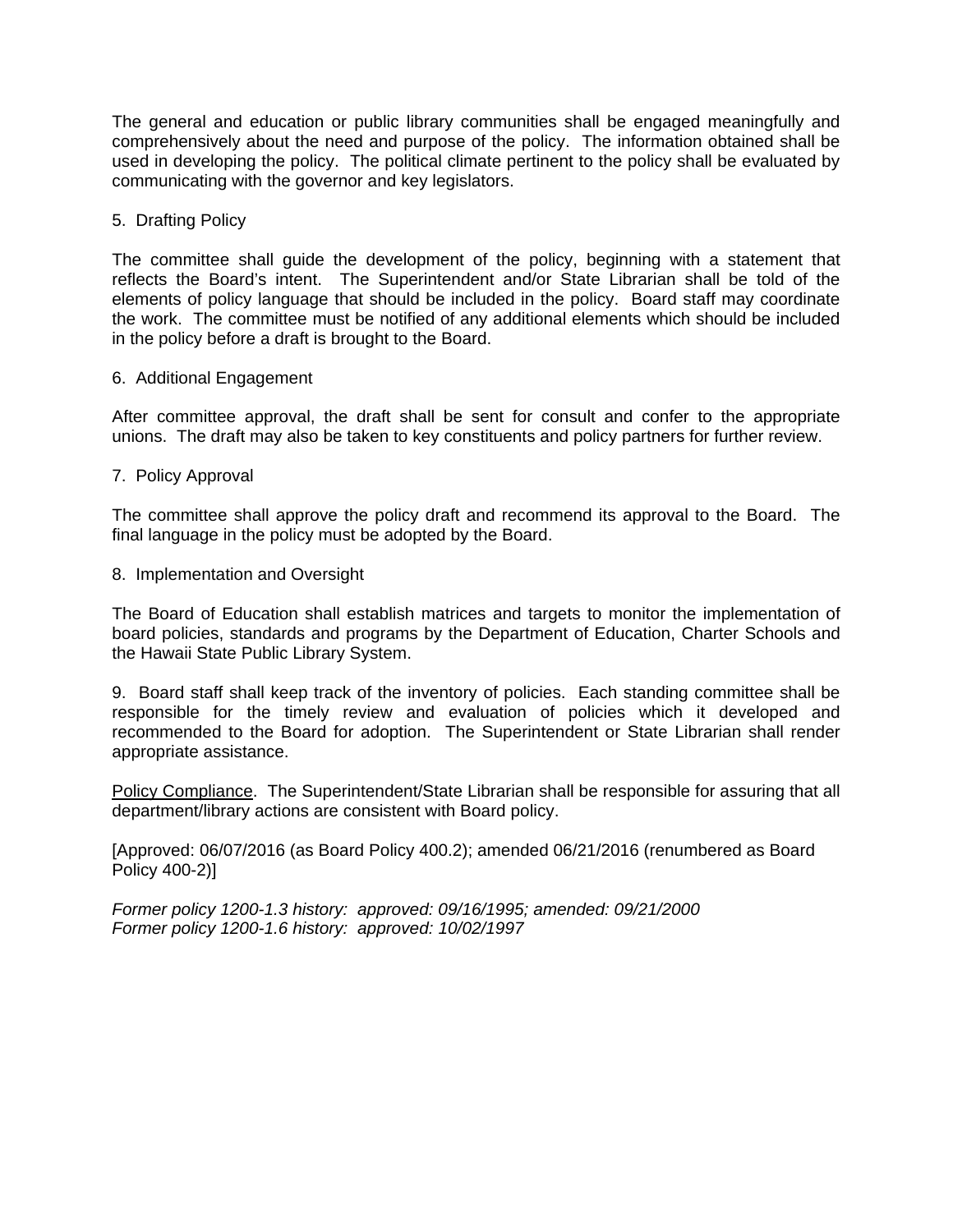The general and education or public library communities shall be engaged meaningfully and comprehensively about the need and purpose of the policy. The information obtained shall be used in developing the policy. The political climate pertinent to the policy shall be evaluated by communicating with the governor and key legislators.

5. Drafting Policy

The committee shall guide the development of the policy, beginning with a statement that reflects the Board's intent. The Superintendent and/or State Librarian shall be told of the elements of policy language that should be included in the policy. Board staff may coordinate the work. The committee must be notified of any additional elements which should be included in the policy before a draft is brought to the Board.

6. Additional Engagement

After committee approval, the draft shall be sent for consult and confer to the appropriate unions. The draft may also be taken to key constituents and policy partners for further review.

7. Policy Approval

The committee shall approve the policy draft and recommend its approval to the Board. The final language in the policy must be adopted by the Board.

8. Implementation and Oversight

The Board of Education shall establish matrices and targets to monitor the implementation of board policies, standards and programs by the Department of Education, Charter Schools and the Hawaii State Public Library System.

9. Board staff shall keep track of the inventory of policies. Each standing committee shall be responsible for the timely review and evaluation of policies which it developed and recommended to the Board for adoption. The Superintendent or State Librarian shall render appropriate assistance.

<u>Policy Compliance</u>. The Superintendent/State Librarian shall be responsible for assuring that all department/library actions are consistent with Board policy.

[Approved: 06/07/2016 (as Board Policy 400.2); amended 06/21/2016 (renumbered as Board Policy 400-2)]

*Former policy 1200-1.3 history: approved: 09/16/1995; amended: 09/21/2000*
*Former policy 1200-1.6 history: approved: 10/02/1997*